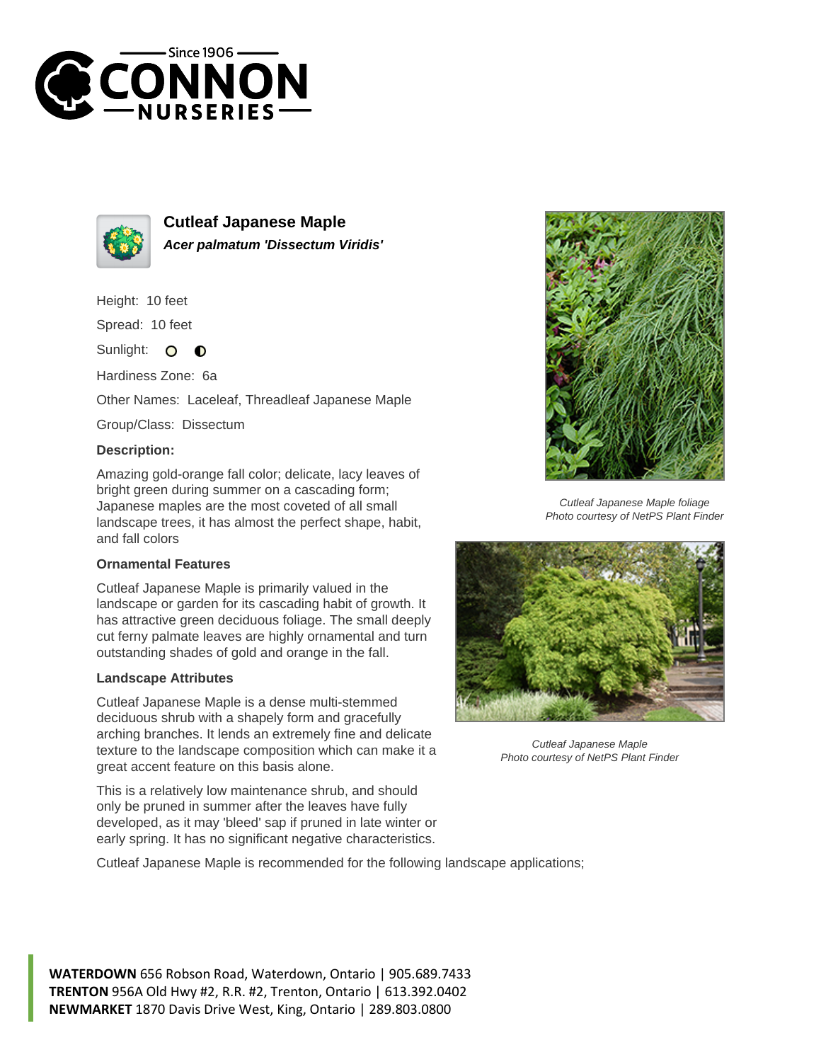# Cutleaf Japanese Maple

***Acer palmatum 'Dissectum Viridis'***

Height: 10 feet

Spread: 10 feet

Sunlight:

Hardiness Zone: 6a

Other Names: Laceleaf, Threadleaf Japanese Maple

Group/Class: Dissectum

**Description:**

Amazing gold-orange fall color; delicate, lacy leaves of bright green during summer on a cascading form; Japanese maples are the most coveted of all small landscape trees, it has almost the perfect shape, habit, and fall colors

### Ornamental Features

Cutleaf Japanese Maple is primarily valued in the landscape or garden for its cascading habit of growth. It has attractive green deciduous foliage. The small deeply cut ferny palmate leaves are highly ornamental and turn outstanding shades of gold and orange in the fall.

### Landscape Attributes

Cutleaf Japanese Maple is a dense multi-stemmed deciduous shrub with a shapely form and gracefully arching branches. It lends an extremely fine and delicate texture to the landscape composition which can make it a great accent feature on this basis alone.

This is a relatively low maintenance shrub, and should only be pruned in summer after the leaves have fully developed, as it may 'bleed' sap if pruned in late winter or early spring. It has no significant negative characteristics.

Cutleaf Japanese Maple is recommended for the following landscape applications;

*Cutleaf Japanese Maple foliage*
*Photo courtesy of NetPS Plant Finder*

*Cutleaf Japanese Maple*
*Photo courtesy of NetPS Plant Finder*

**WATERDOWN** 656 Robson Road, Waterdown, Ontario | 905.689.7433
**TRENTON** 956A Old Hwy #2, R.R. #2, Trenton, Ontario | 613.392.0402
**NEWMARKET** 1870 Davis Drive West, King, Ontario | 289.803.0800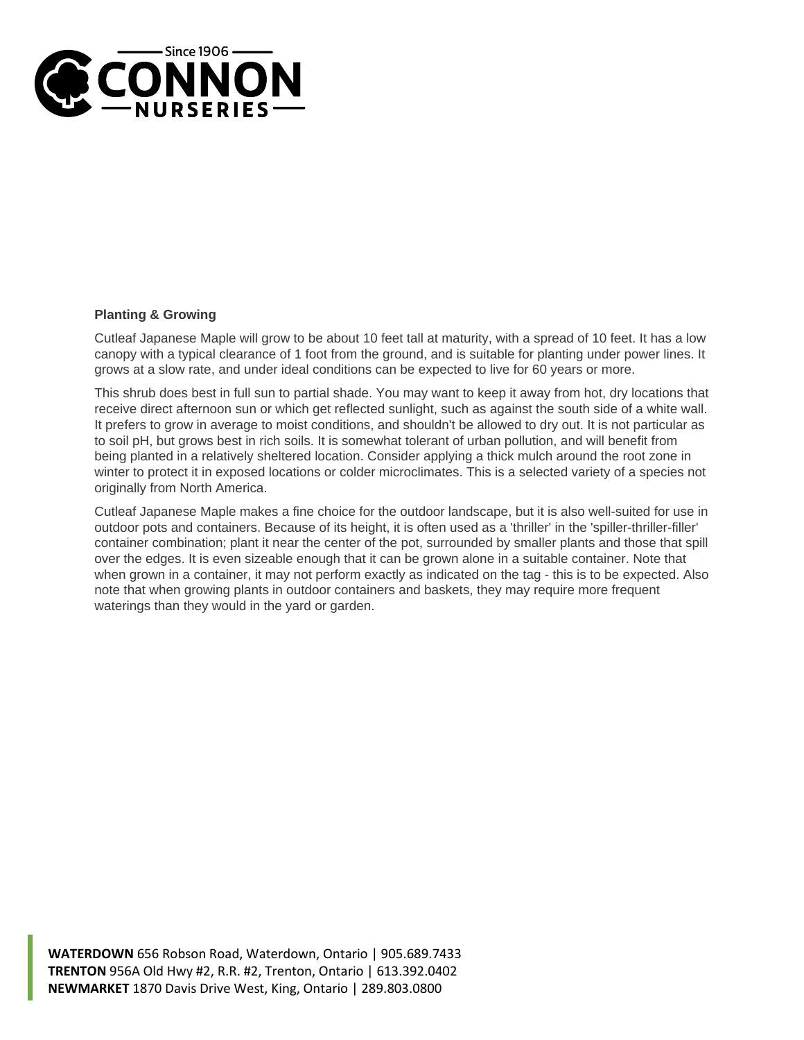#### Planting & Growing

Cutleaf Japanese Maple will grow to be about 10 feet tall at maturity, with a spread of 10 feet. It has a low canopy with a typical clearance of 1 foot from the ground, and is suitable for planting under power lines. It grows at a slow rate, and under ideal conditions can be expected to live for 60 years or more.

This shrub does best in full sun to partial shade. You may want to keep it away from hot, dry locations that receive direct afternoon sun or which get reflected sunlight, such as against the south side of a white wall. It prefers to grow in average to moist conditions, and shouldn't be allowed to dry out. It is not particular as to soil pH, but grows best in rich soils. It is somewhat tolerant of urban pollution, and will benefit from being planted in a relatively sheltered location. Consider applying a thick mulch around the root zone in winter to protect it in exposed locations or colder microclimates. This is a selected variety of a species not originally from North America.

Cutleaf Japanese Maple makes a fine choice for the outdoor landscape, but it is also well-suited for use in outdoor pots and containers. Because of its height, it is often used as a 'thriller' in the 'spiller-thriller-filler' container combination; plant it near the center of the pot, surrounded by smaller plants and those that spill over the edges. It is even sizeable enough that it can be grown alone in a suitable container. Note that when grown in a container, it may not perform exactly as indicated on the tag - this is to be expected. Also note that when growing plants in outdoor containers and baskets, they may require more frequent waterings than they would in the yard or garden.